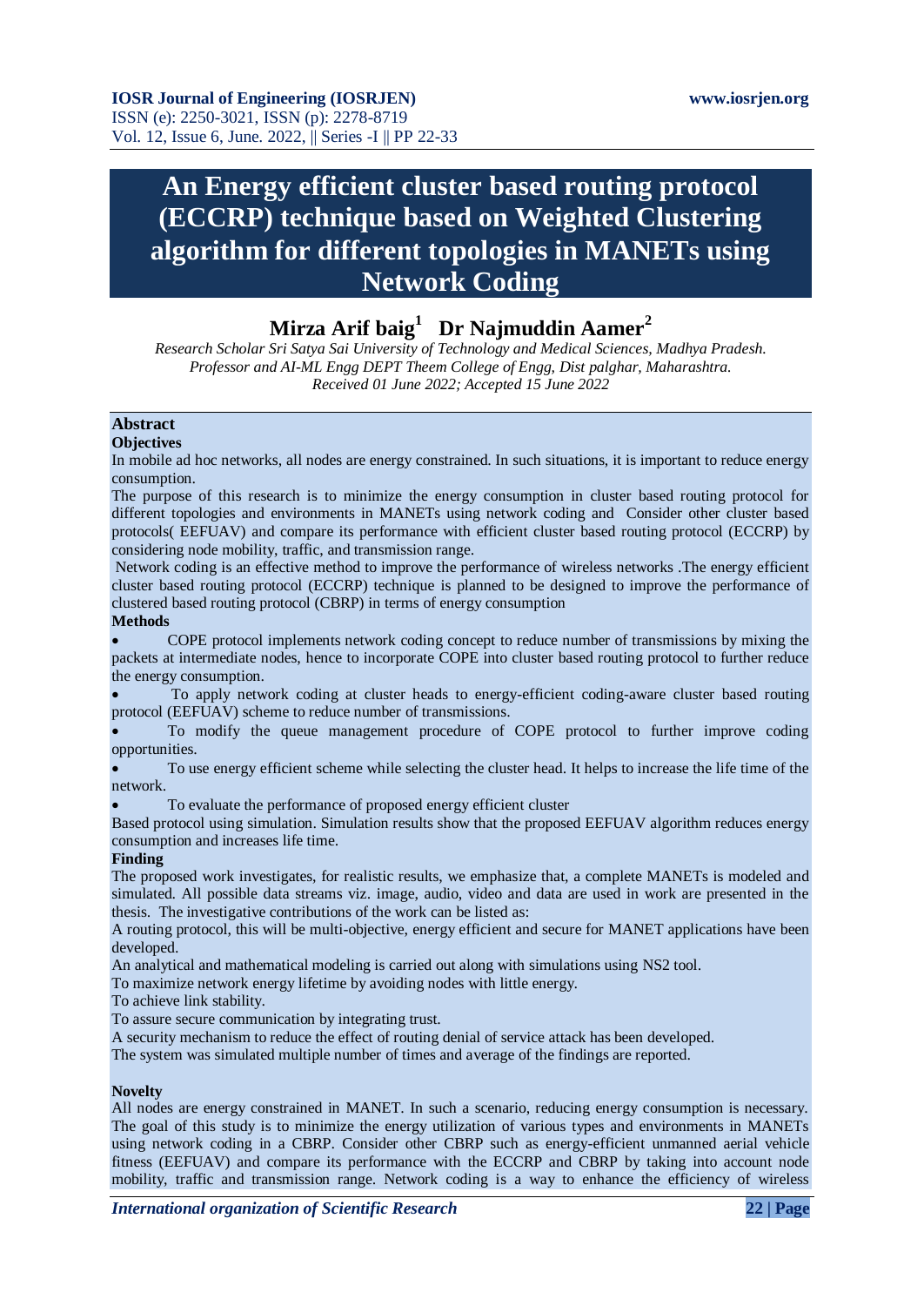# An Energy efficient cluster based routing protocol (ECCRP) technique based on Weighted Clustering algorithm for different topologies in MANETs using Network Coding

**Mirza Arif baig[1] Dr Najmuddin Aamer[2]**

*Research Scholar Sri Satya Sai University of Technology and Medical Sciences, Madhya Pradesh.*
*Professor and AI-ML Engg DEPT Theem College of Engg, Dist palghar, Maharashtra.*
*Received 01 June 2022; Accepted 15 June 2022*

---

## Abstract

**Objectives**

In mobile ad hoc networks, all nodes are energy constrained. In such situations, it is important to reduce energy consumption.

The purpose of this research is to minimize the energy consumption in cluster based routing protocol for different topologies and environments in MANETs using network coding and Consider other cluster based protocols( EEFUAV) and compare its performance with efficient cluster based routing protocol (ECCRP) by considering node mobility, traffic, and transmission range.

Network coding is an effective method to improve the performance of wireless networks .The energy efficient cluster based routing protocol (ECCRP) technique is planned to be designed to improve the performance of clustered based routing protocol (CBRP) in terms of energy consumption

**Methods**

- COPE protocol implements network coding concept to reduce number of transmissions by mixing the packets at intermediate nodes, hence to incorporate COPE into cluster based routing protocol to further reduce the energy consumption.
- To apply network coding at cluster heads to energy-efficient coding-aware cluster based routing protocol (EEFUAV) scheme to reduce number of transmissions.
- To modify the queue management procedure of COPE protocol to further improve coding opportunities.
- To use energy efficient scheme while selecting the cluster head. It helps to increase the life time of the network.
- To evaluate the performance of proposed energy efficient cluster

Based protocol using simulation. Simulation results show that the proposed EEFUAV algorithm reduces energy consumption and increases life time.

**Finding**

The proposed work investigates, for realistic results, we emphasize that, a complete MANETs is modeled and simulated. All possible data streams viz. image, audio, video and data are used in work are presented in the thesis. The investigative contributions of the work can be listed as:

A routing protocol, this will be multi-objective, energy efficient and secure for MANET applications have been developed.

An analytical and mathematical modeling is carried out along with simulations using NS2 tool.

To maximize network energy lifetime by avoiding nodes with little energy.

To achieve link stability.

To assure secure communication by integrating trust.

A security mechanism to reduce the effect of routing denial of service attack has been developed.

The system was simulated multiple number of times and average of the findings are reported.

**Novelty**

All nodes are energy constrained in MANET. In such a scenario, reducing energy consumption is necessary. The goal of this study is to minimize the energy utilization of various types and environments in MANETs using network coding in a CBRP. Consider other CBRP such as energy-efficient unmanned aerial vehicle fitness (EEFUAV) and compare its performance with the ECCRP and CBRP by taking into account node mobility, traffic and transmission range. Network coding is a way to enhance the efficiency of wireless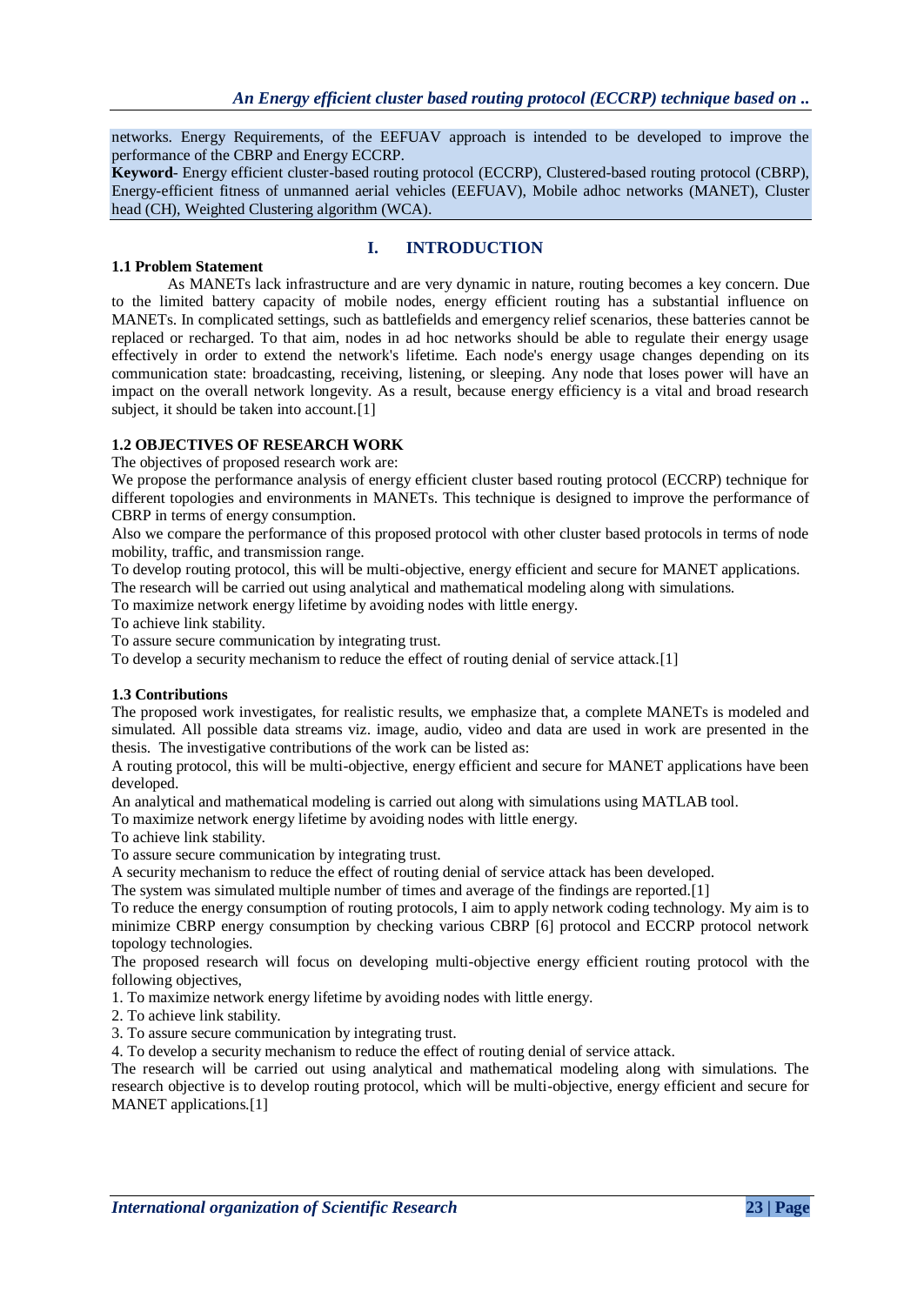networks. Energy Requirements, of the EEFUAV approach is intended to be developed to improve the performance of the CBRP and Energy ECCRP.

**Keyword**- Energy efficient cluster-based routing protocol (ECCRP), Clustered-based routing protocol (CBRP), Energy-efficient fitness of unmanned aerial vehicles (EEFUAV), Mobile adhoc networks (MANET), Cluster head (CH), Weighted Clustering algorithm (WCA).

## I. INTRODUCTION

### 1.1 Problem Statement

As MANETs lack infrastructure and are very dynamic in nature, routing becomes a key concern. Due to the limited battery capacity of mobile nodes, energy efficient routing has a substantial influence on MANETs. In complicated settings, such as battlefields and emergency relief scenarios, these batteries cannot be replaced or recharged. To that aim, nodes in ad hoc networks should be able to regulate their energy usage effectively in order to extend the network's lifetime. Each node's energy usage changes depending on its communication state: broadcasting, receiving, listening, or sleeping. Any node that loses power will have an impact on the overall network longevity. As a result, because energy efficiency is a vital and broad research subject, it should be taken into account.[1]

### 1.2 OBJECTIVES OF RESEARCH WORK

The objectives of proposed research work are:

We propose the performance analysis of energy efficient cluster based routing protocol (ECCRP) technique for different topologies and environments in MANETs. This technique is designed to improve the performance of CBRP in terms of energy consumption.

Also we compare the performance of this proposed protocol with other cluster based protocols in terms of node mobility, traffic, and transmission range.

To develop routing protocol, this will be multi-objective, energy efficient and secure for MANET applications.

The research will be carried out using analytical and mathematical modeling along with simulations.

To maximize network energy lifetime by avoiding nodes with little energy.

To achieve link stability.

To assure secure communication by integrating trust.

To develop a security mechanism to reduce the effect of routing denial of service attack.[1]

### 1.3 Contributions

The proposed work investigates, for realistic results, we emphasize that, a complete MANETs is modeled and simulated. All possible data streams viz. image, audio, video and data are used in work are presented in the thesis. The investigative contributions of the work can be listed as:

A routing protocol, this will be multi-objective, energy efficient and secure for MANET applications have been developed.

An analytical and mathematical modeling is carried out along with simulations using MATLAB tool.

To maximize network energy lifetime by avoiding nodes with little energy.

To achieve link stability.

To assure secure communication by integrating trust.

A security mechanism to reduce the effect of routing denial of service attack has been developed.

The system was simulated multiple number of times and average of the findings are reported.[1]

To reduce the energy consumption of routing protocols, I aim to apply network coding technology. My aim is to minimize CBRP energy consumption by checking various CBRP [6] protocol and ECCRP protocol network topology technologies.

The proposed research will focus on developing multi-objective energy efficient routing protocol with the following objectives,

1. To maximize network energy lifetime by avoiding nodes with little energy.
2. To achieve link stability.
3. To assure secure communication by integrating trust.
4. To develop a security mechanism to reduce the effect of routing denial of service attack.

The research will be carried out using analytical and mathematical modeling along with simulations. The research objective is to develop routing protocol, which will be multi-objective, energy efficient and secure for MANET applications.[1]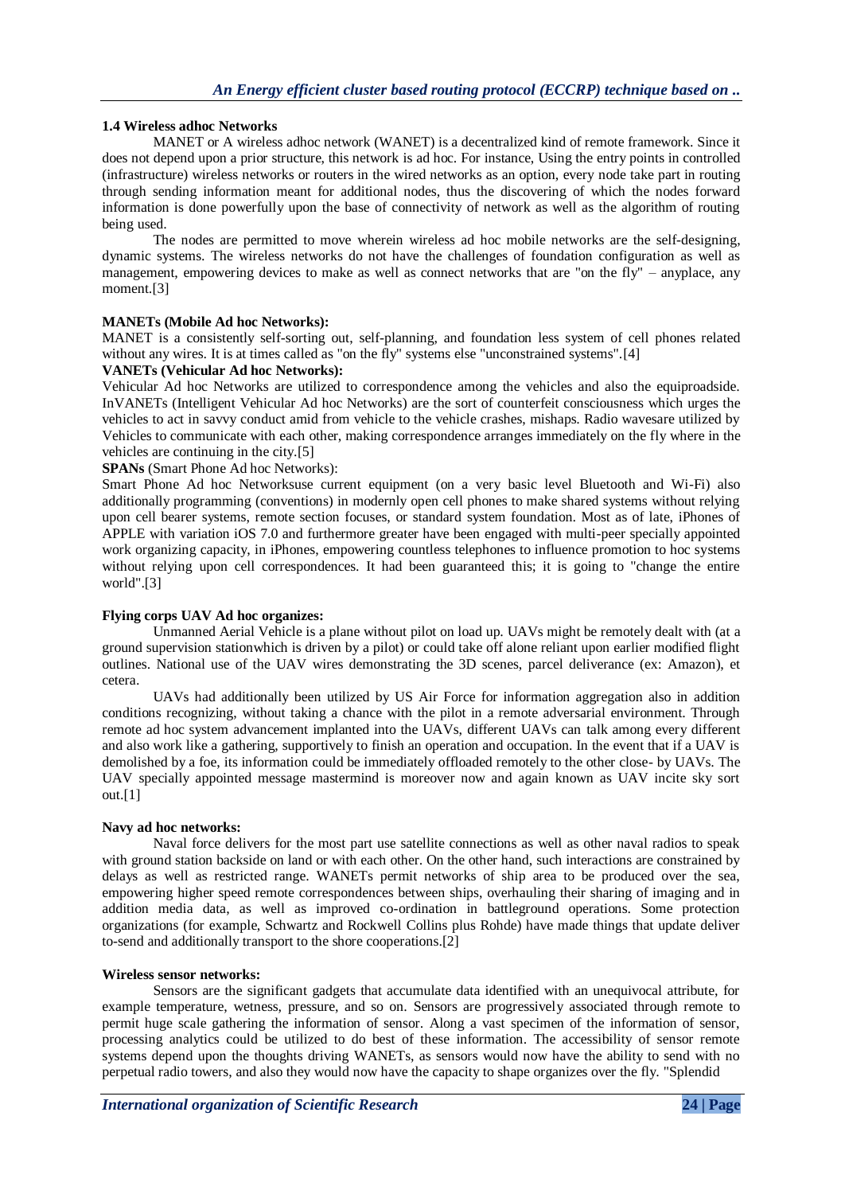### 1.4 Wireless adhoc Networks

MANET or A wireless adhoc network (WANET) is a decentralized kind of remote framework. Since it does not depend upon a prior structure, this network is ad hoc. For instance, Using the entry points in controlled (infrastructure) wireless networks or routers in the wired networks as an option, every node take part in routing through sending information meant for additional nodes, thus the discovering of which the nodes forward information is done powerfully upon the base of connectivity of network as well as the algorithm of routing being used.

The nodes are permitted to move wherein wireless ad hoc mobile networks are the self-designing, dynamic systems. The wireless networks do not have the challenges of foundation configuration as well as management, empowering devices to make as well as connect networks that are "on the fly" – anyplace, any moment.[3]

**MANETs (Mobile Ad hoc Networks):**

MANET is a consistently self-sorting out, self-planning, and foundation less system of cell phones related without any wires. It is at times called as "on the fly" systems else "unconstrained systems".[4]

**VANETs (Vehicular Ad hoc Networks):**

Vehicular Ad hoc Networks are utilized to correspondence among the vehicles and also the equiproadside. InVANETs (Intelligent Vehicular Ad hoc Networks) are the sort of counterfeit consciousness which urges the vehicles to act in savvy conduct amid from vehicle to the vehicle crashes, mishaps. Radio wavesare utilized by Vehicles to communicate with each other, making correspondence arranges immediately on the fly where in the vehicles are continuing in the city.[5]

**SPANs** (Smart Phone Ad hoc Networks):

Smart Phone Ad hoc Networksuse current equipment (on a very basic level Bluetooth and Wi-Fi) also additionally programming (conventions) in modernly open cell phones to make shared systems without relying upon cell bearer systems, remote section focuses, or standard system foundation. Most as of late, iPhones of APPLE with variation iOS 7.0 and furthermore greater have been engaged with multi-peer specially appointed work organizing capacity, in iPhones, empowering countless telephones to influence promotion to hoc systems without relying upon cell correspondences. It had been guaranteed this; it is going to "change the entire world".[3]

**Flying corps UAV Ad hoc organizes:**

Unmanned Aerial Vehicle is a plane without pilot on load up. UAVs might be remotely dealt with (at a ground supervision stationwhich is driven by a pilot) or could take off alone reliant upon earlier modified flight outlines. National use of the UAV wires demonstrating the 3D scenes, parcel deliverance (ex: Amazon), et cetera.

UAVs had additionally been utilized by US Air Force for information aggregation also in addition conditions recognizing, without taking a chance with the pilot in a remote adversarial environment. Through remote ad hoc system advancement implanted into the UAVs, different UAVs can talk among every different and also work like a gathering, supportively to finish an operation and occupation. In the event that if a UAV is demolished by a foe, its information could be immediately offloaded remotely to the other close- by UAVs. The UAV specially appointed message mastermind is moreover now and again known as UAV incite sky sort out.[1]

**Navy ad hoc networks:**

Naval force delivers for the most part use satellite connections as well as other naval radios to speak with ground station backside on land or with each other. On the other hand, such interactions are constrained by delays as well as restricted range. WANETs permit networks of ship area to be produced over the sea, empowering higher speed remote correspondences between ships, overhauling their sharing of imaging and in addition media data, as well as improved co-ordination in battleground operations. Some protection organizations (for example, Schwartz and Rockwell Collins plus Rohde) have made things that update deliver to-send and additionally transport to the shore cooperations.[2]

**Wireless sensor networks:**

Sensors are the significant gadgets that accumulate data identified with an unequivocal attribute, for example temperature, wetness, pressure, and so on. Sensors are progressively associated through remote to permit huge scale gathering the information of sensor. Along a vast specimen of the information of sensor, processing analytics could be utilized to do best of these information. The accessibility of sensor remote systems depend upon the thoughts driving WANETs, as sensors would now have the ability to send with no perpetual radio towers, and also they would now have the capacity to shape organizes over the fly. "Splendid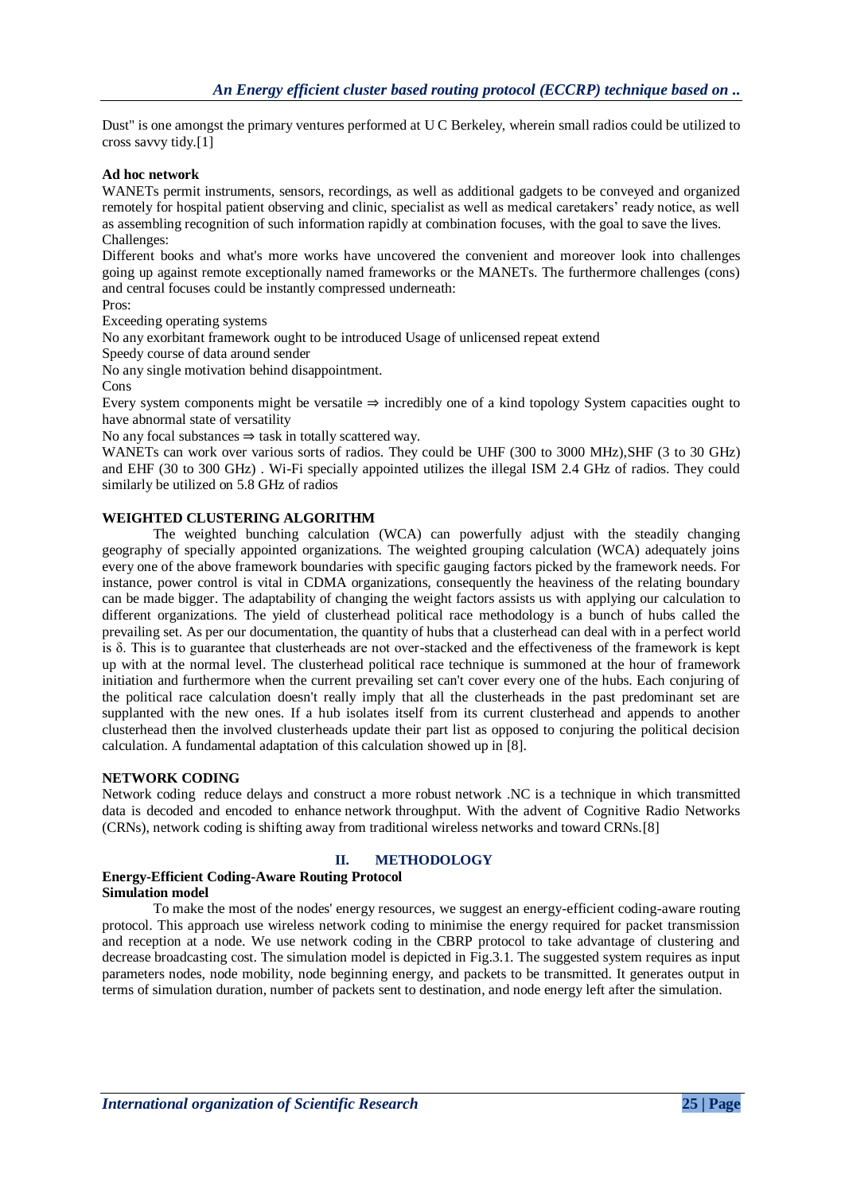Dust" is one amongst the primary ventures performed at U C Berkeley, wherein small radios could be utilized to cross savvy tidy.[1]

**Ad hoc network**

WANETs permit instruments, sensors, recordings, as well as additional gadgets to be conveyed and organized remotely for hospital patient observing and clinic, specialist as well as medical caretakers' ready notice, as well as assembling recognition of such information rapidly at combination focuses, with the goal to save the lives.

Challenges:

Different books and what's more works have uncovered the convenient and moreover look into challenges going up against remote exceptionally named frameworks or the MANETs. The furthermore challenges (cons) and central focuses could be instantly compressed underneath:

Pros:

Exceeding operating systems

No any exorbitant framework ought to be introduced Usage of unlicensed repeat extend

Speedy course of data around sender

No any single motivation behind disappointment.

Cons

Every system components might be versatile ⇒ incredibly one of a kind topology System capacities ought to have abnormal state of versatility

No any focal substances ⇒ task in totally scattered way.

WANETs can work over various sorts of radios. They could be UHF (300 to 3000 MHz),SHF (3 to 30 GHz) and EHF (30 to 300 GHz) . Wi-Fi specially appointed utilizes the illegal ISM 2.4 GHz of radios. They could similarly be utilized on 5.8 GHz of radios

**WEIGHTED CLUSTERING ALGORITHM**

The weighted bunching calculation (WCA) can powerfully adjust with the steadily changing geography of specially appointed organizations. The weighted grouping calculation (WCA) adequately joins every one of the above framework boundaries with specific gauging factors picked by the framework needs. For instance, power control is vital in CDMA organizations, consequently the heaviness of the relating boundary can be made bigger. The adaptability of changing the weight factors assists us with applying our calculation to different organizations. The yield of clusterhead political race methodology is a bunch of hubs called the prevailing set. As per our documentation, the quantity of hubs that a clusterhead can deal with in a perfect world is δ. This is to guarantee that clusterheads are not over-stacked and the effectiveness of the framework is kept up with at the normal level. The clusterhead political race technique is summoned at the hour of framework initiation and furthermore when the current prevailing set can't cover every one of the hubs. Each conjuring of the political race calculation doesn't really imply that all the clusterheads in the past predominant set are supplanted with the new ones. If a hub isolates itself from its current clusterhead and appends to another clusterhead then the involved clusterheads update their part list as opposed to conjuring the political decision calculation. A fundamental adaptation of this calculation showed up in [8].

**NETWORK CODING**

Network coding reduce delays and construct a more robust network .NC is a technique in which transmitted data is decoded and encoded to enhance network throughput. With the advent of Cognitive Radio Networks (CRNs), network coding is shifting away from traditional wireless networks and toward CRNs.[8]

## II. METHODOLOGY

**Energy-Efficient Coding-Aware Routing Protocol**

**Simulation model**

To make the most of the nodes' energy resources, we suggest an energy-efficient coding-aware routing protocol. This approach use wireless network coding to minimise the energy required for packet transmission and reception at a node. We use network coding in the CBRP protocol to take advantage of clustering and decrease broadcasting cost. The simulation model is depicted in Fig.3.1. The suggested system requires as input parameters nodes, node mobility, node beginning energy, and packets to be transmitted. It generates output in terms of simulation duration, number of packets sent to destination, and node energy left after the simulation.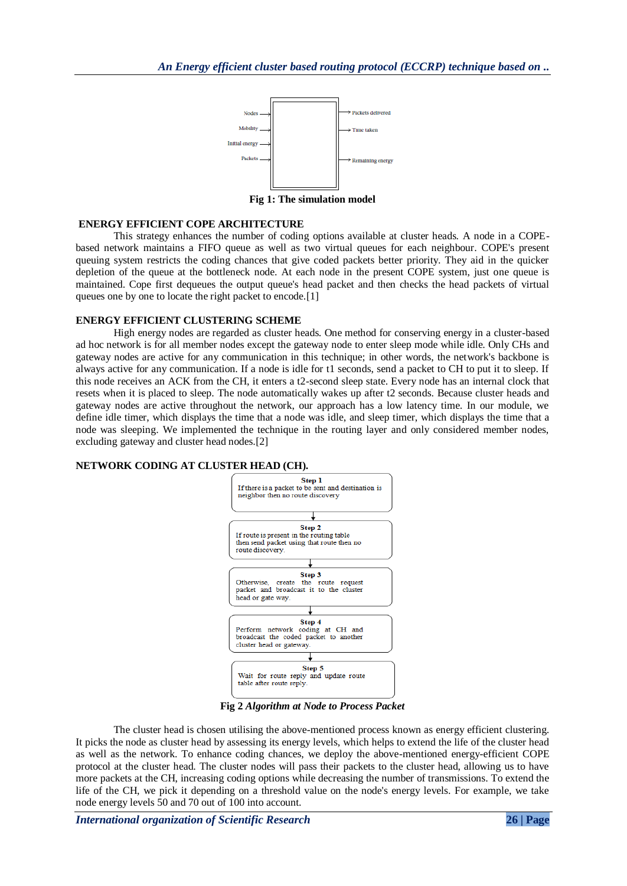Nodes → Mobility → Initial energy → Packets → [ ] → Packets delivered → Time taken → Remaining energy

**Fig 1: The simulation model**

## ENERGY EFFICIENT COPE ARCHITECTURE

This strategy enhances the number of coding options available at cluster heads. A node in a COPE-based network maintains a FIFO queue as well as two virtual queues for each neighbour. COPE's present queuing system restricts the coding chances that give coded packets better priority. They aid in the quicker depletion of the queue at the bottleneck node. At each node in the present COPE system, just one queue is maintained. Cope first dequeues the output queue's head packet and then checks the head packets of virtual queues one by one to locate the right packet to encode.[1]

## ENERGY EFFICIENT CLUSTERING SCHEME

High energy nodes are regarded as cluster heads. One method for conserving energy in a cluster-based ad hoc network is for all member nodes except the gateway node to enter sleep mode while idle. Only CHs and gateway nodes are active for any communication in this technique; in other words, the network's backbone is always active for any communication. If a node is idle for t1 seconds, send a packet to CH to put it to sleep. If this node receives an ACK from the CH, it enters a t2-second sleep state. Every node has an internal clock that resets when it is placed to sleep. The node automatically wakes up after t2 seconds. Because cluster heads and gateway nodes are active throughout the network, our approach has a low latency time. In our module, we define idle timer, which displays the time that a node was idle, and sleep timer, which displays the time that a node was sleeping. We implemented the technique in the routing layer and only considered member nodes, excluding gateway and cluster head nodes.[2]

## NETWORK CODING AT CLUSTER HEAD (CH).

**Step 1**
If there is a packet to be sent and destination is neighbor then no route discovery

↓

**Step 2**
If route is present in the routing table then send packet using that route then no route discovery.

↓

**Step 3**
Otherwise, create the route request packet and broadcast it to the cluster head or gate way.

↓

**Step 4**
Perform network coding at CH and broadcast the coded packet to another cluster head or gateway.

↓

**Step 5**
Wait for route reply and update route table after route reply.

**Fig 2** ***Algorithm at Node to Process Packet***

The cluster head is chosen utilising the above-mentioned process known as energy efficient clustering. It picks the node as cluster head by assessing its energy levels, which helps to extend the life of the cluster head as well as the network. To enhance coding chances, we deploy the above-mentioned energy-efficient COPE protocol at the cluster head. The cluster nodes will pass their packets to the cluster head, allowing us to have more packets at the CH, increasing coding options while decreasing the number of transmissions. To extend the life of the CH, we pick it depending on a threshold value on the node's energy levels. For example, we take node energy levels 50 and 70 out of 100 into account.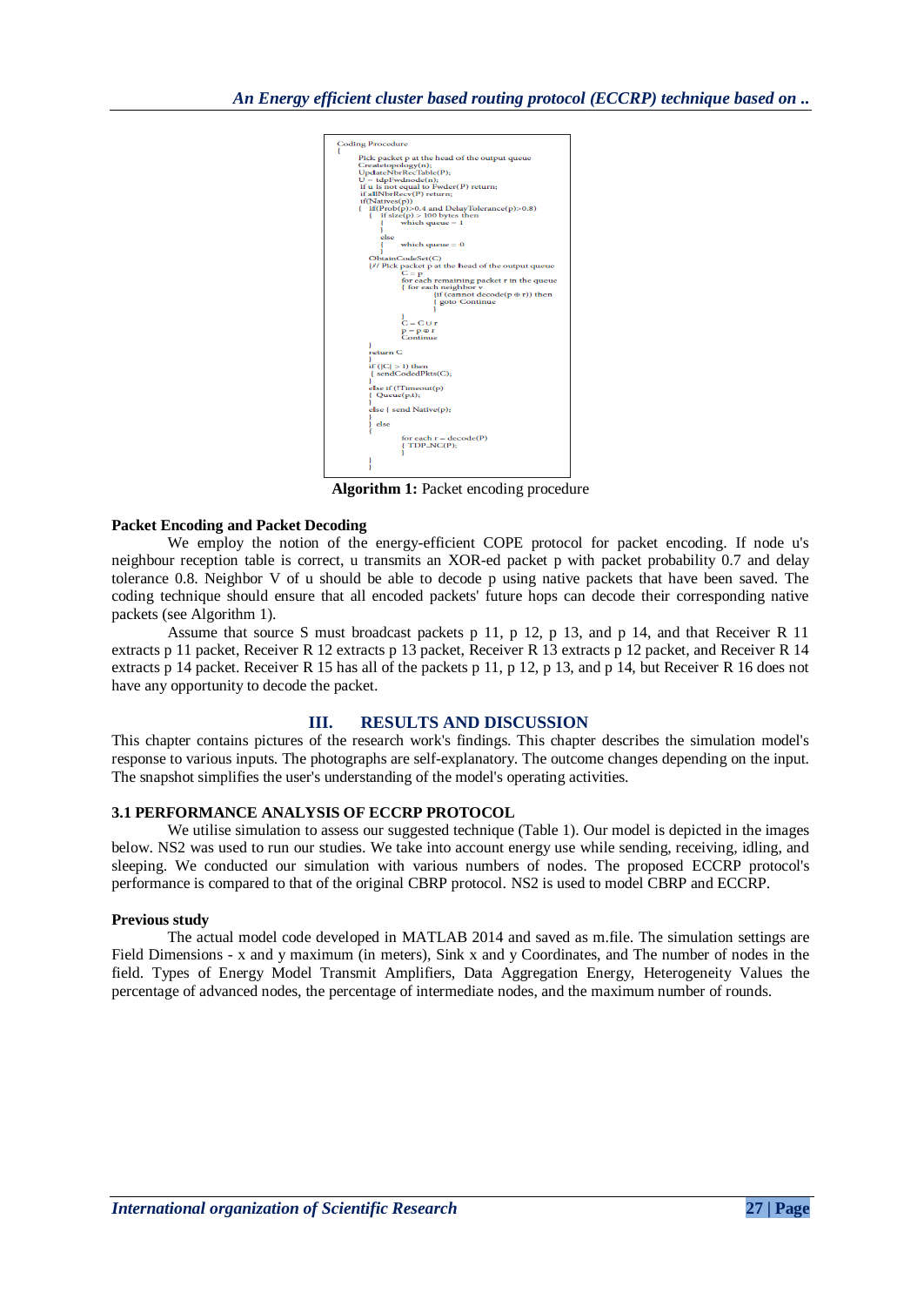```
Coding Procedure
{
        Pick packet p at the head of the output queue
        Createtopology(n);
        UpdateNbrRecTable(P);
        U = tdpFwdnode(n);
        If u is not equal to Fwder(P) return;
        if allNbrRecv(P) return;
        if(Natives(p))
        {   if(Prob(p)>0.4 and DelayTolerance(p)>0.8)
            {   if size(p) > 100 bytes then
                {       which queue = 1
                }
                else
                {       which queue = 0
                }
            ObtainCodeSet(C)
            {// Pick packet p at the head of the output queue
                    C = p
                    for each remaining packet r in the queue
                    { for each neighbor v
                            {if (cannot decode(p ⊕ r)) then
                            { goto Continue
                            }
                    }
                    C = C ∪ r
                    p = p ⊕ r
                    Continue
            }
            return C
            }
            if (|C| > 1) then
            { sendCodedPkts(C);
            }
            else if (!Timeout(p)
            { Queue(p,t);
            }
            else { send Native(p);
            }
        }   else
        {
                    for each r = decode(P)
                    { TDP_NC(P);
                    }
        }
}
```

**Algorithm 1:** Packet encoding procedure

**Packet Encoding and Packet Decoding**

We employ the notion of the energy-efficient COPE protocol for packet encoding. If node u's neighbour reception table is correct, u transmits an XOR-ed packet p with packet probability 0.7 and delay tolerance 0.8. Neighbor V of u should be able to decode p using native packets that have been saved. The coding technique should ensure that all encoded packets' future hops can decode their corresponding native packets (see Algorithm 1).

Assume that source S must broadcast packets p 11, p 12, p 13, and p 14, and that Receiver R 11 extracts p 11 packet, Receiver R 12 extracts p 13 packet, Receiver R 13 extracts p 12 packet, and Receiver R 14 extracts p 14 packet. Receiver R 15 has all of the packets p 11, p 12, p 13, and p 14, but Receiver R 16 does not have any opportunity to decode the packet.

## III. RESULTS AND DISCUSSION

This chapter contains pictures of the research work's findings. This chapter describes the simulation model's response to various inputs. The photographs are self-explanatory. The outcome changes depending on the input. The snapshot simplifies the user's understanding of the model's operating activities.

### 3.1 PERFORMANCE ANALYSIS OF ECCRP PROTOCOL

We utilise simulation to assess our suggested technique (Table 1). Our model is depicted in the images below. NS2 was used to run our studies. We take into account energy use while sending, receiving, idling, and sleeping. We conducted our simulation with various numbers of nodes. The proposed ECCRP protocol's performance is compared to that of the original CBRP protocol. NS2 is used to model CBRP and ECCRP.

**Previous study**

The actual model code developed in MATLAB 2014 and saved as m.file. The simulation settings are Field Dimensions - x and y maximum (in meters), Sink x and y Coordinates, and The number of nodes in the field. Types of Energy Model Transmit Amplifiers, Data Aggregation Energy, Heterogeneity Values the percentage of advanced nodes, the percentage of intermediate nodes, and the maximum number of rounds.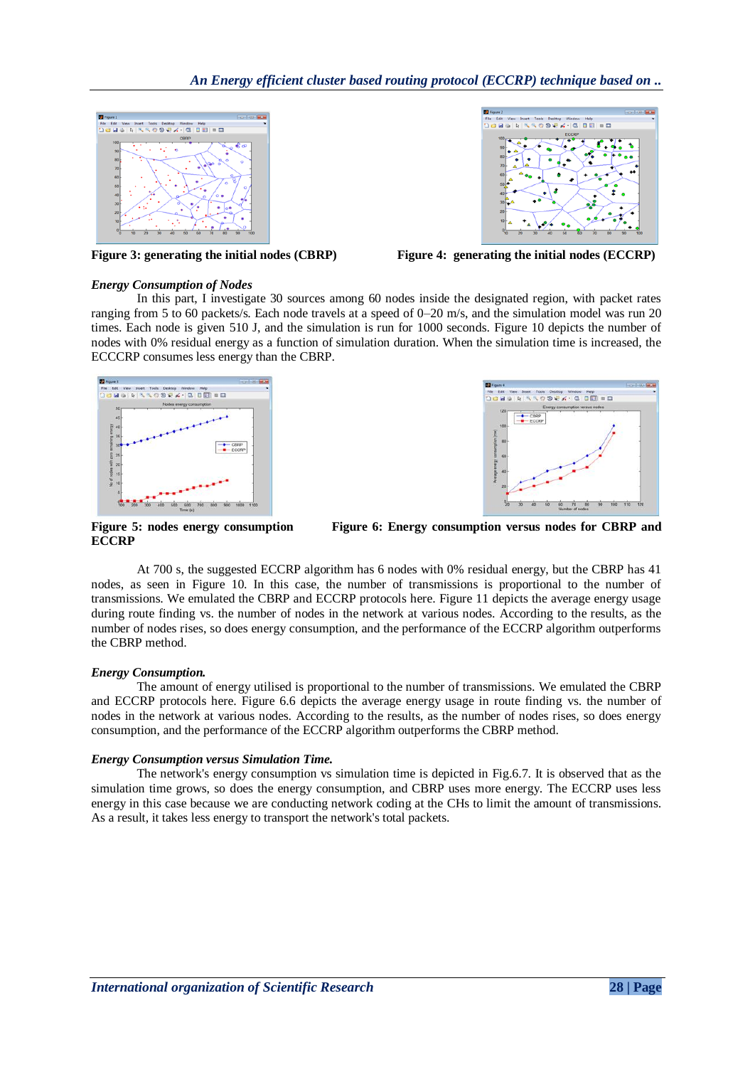Figure 3: generating the initial nodes (CBRP)

Figure 4: generating the initial nodes (ECCRP)

### *Energy Consumption of Nodes*

In this part, I investigate 30 sources among 60 nodes inside the designated region, with packet rates ranging from 5 to 60 packets/s. Each node travels at a speed of 0–20 m/s, and the simulation model was run 20 times. Each node is given 510 J, and the simulation is run for 1000 seconds. Figure 10 depicts the number of nodes with 0% residual energy as a function of simulation duration. When the simulation time is increased, the ECCCRP consumes less energy than the CBRP.

**Figure 5: nodes energy consumption**

**Figure 6: Energy consumption versus nodes for CBRP and ECCRP**

At 700 s, the suggested ECCRP algorithm has 6 nodes with 0% residual energy, but the CBRP has 41 nodes, as seen in Figure 10. In this case, the number of transmissions is proportional to the number of transmissions. We emulated the CBRP and ECCRP protocols here. Figure 11 depicts the average energy usage during route finding vs. the number of nodes in the network at various nodes. According to the results, as the number of nodes rises, so does energy consumption, and the performance of the ECCRP algorithm outperforms the CBRP method.

### *Energy Consumption.*

The amount of energy utilised is proportional to the number of transmissions. We emulated the CBRP and ECCRP protocols here. Figure 6.6 depicts the average energy usage in route finding vs. the number of nodes in the network at various nodes. According to the results, as the number of nodes rises, so does energy consumption, and the performance of the ECCRP algorithm outperforms the CBRP method.

### *Energy Consumption versus Simulation Time.*

The network's energy consumption vs simulation time is depicted in Fig.6.7. It is observed that as the simulation time grows, so does the energy consumption, and CBRP uses more energy. The ECCRP uses less energy in this case because we are conducting network coding at the CHs to limit the amount of transmissions. As a result, it takes less energy to transport the network's total packets.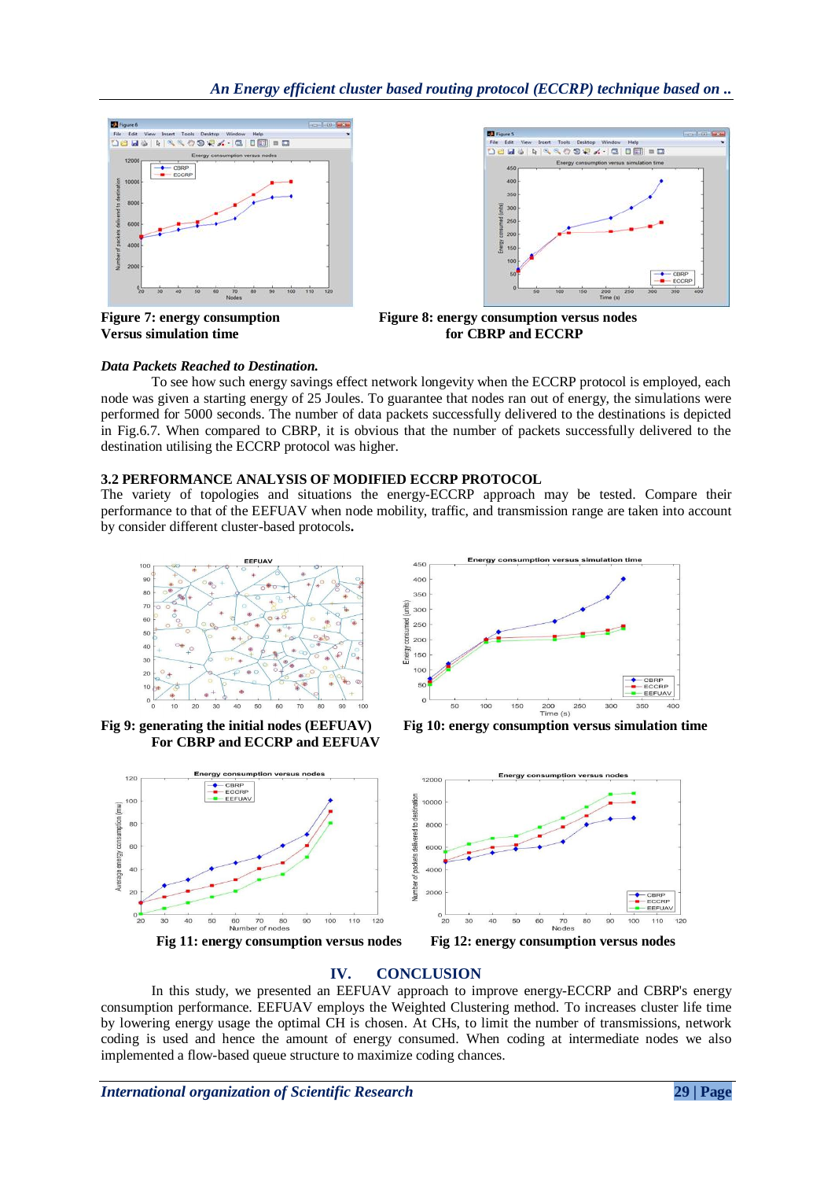**Figure 7: energy consumption Versus simulation time**

**Figure 8: energy consumption versus nodes for CBRP and ECCRP**

***Data Packets Reached to Destination.***

To see how such energy savings effect network longevity when the ECCRP protocol is employed, each node was given a starting energy of 25 Joules. To guarantee that nodes ran out of energy, the simulations were performed for 5000 seconds. The number of data packets successfully delivered to the destinations is depicted in Fig.6.7. When compared to CBRP, it is obvious that the number of packets successfully delivered to the destination utilising the ECCRP protocol was higher.

### 3.2 PERFORMANCE ANALYSIS OF MODIFIED ECCRP PROTOCOL

The variety of topologies and situations the energy-ECCRP approach may be tested. Compare their performance to that of the EEFUAV when node mobility, traffic, and transmission range are taken into account by consider different cluster-based protocols**.**

**Fig 9: generating the initial nodes (EEFUAV) For CBRP and ECCRP and EEFUAV**

**Fig 10: energy consumption versus simulation time**

**Fig 11: energy consumption versus nodes**

**Fig 12: energy consumption versus nodes**

## IV. CONCLUSION

In this study, we presented an EEFUAV approach to improve energy-ECCRP and CBRP's energy consumption performance. EEFUAV employs the Weighted Clustering method. To increases cluster life time by lowering energy usage the optimal CH is chosen. At CHs, to limit the number of transmissions, network coding is used and hence the amount of energy consumed. When coding at intermediate nodes we also implemented a flow-based queue structure to maximize coding chances.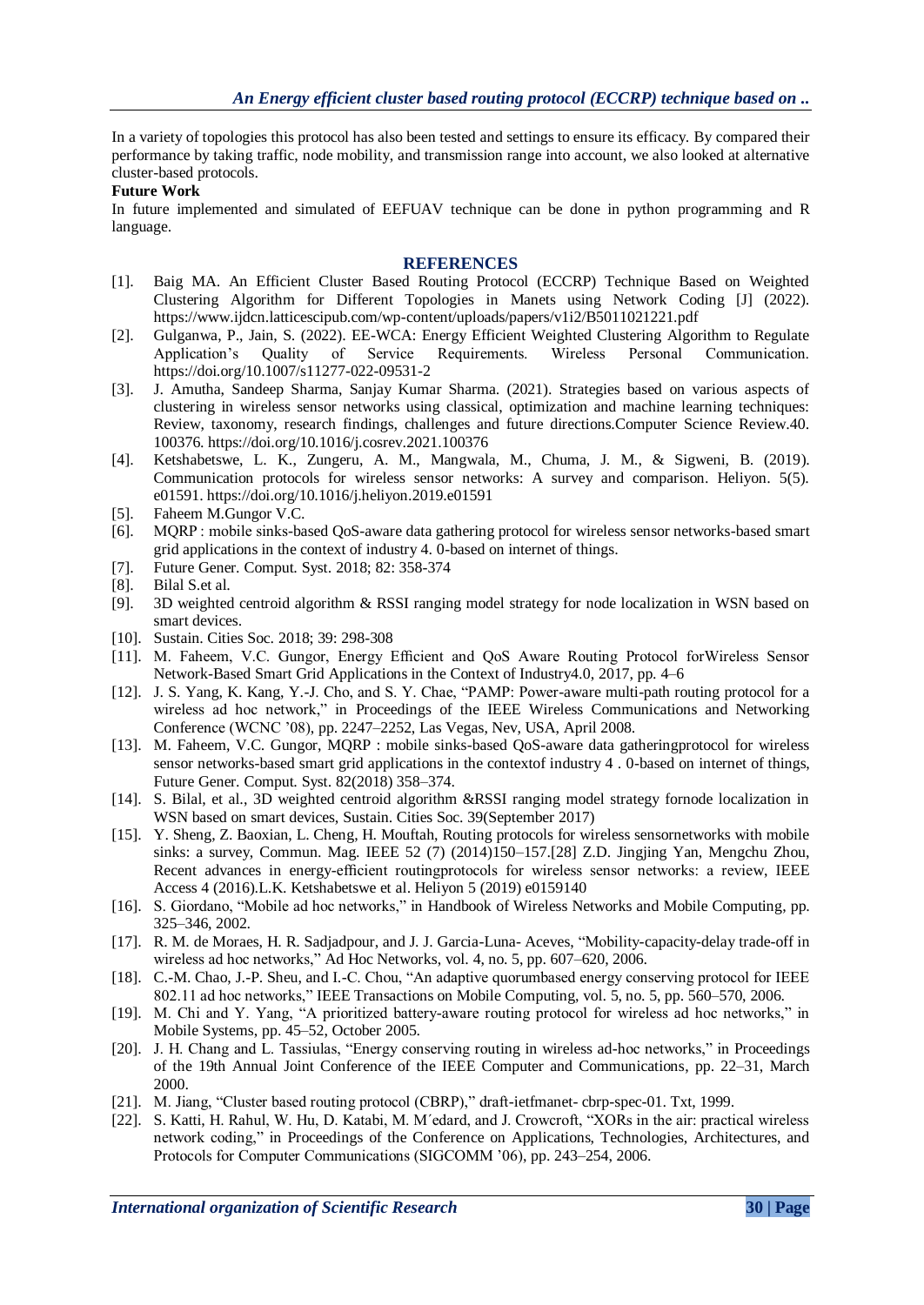In a variety of topologies this protocol has also been tested and settings to ensure its efficacy. By compared their performance by taking traffic, node mobility, and transmission range into account, we also looked at alternative cluster-based protocols.

**Future Work**

In future implemented and simulated of EEFUAV technique can be done in python programming and R language.

## REFERENCES

[1]. Baig MA. An Efficient Cluster Based Routing Protocol (ECCRP) Technique Based on Weighted Clustering Algorithm for Different Topologies in Manets using Network Coding [J] (2022). https://www.ijdcn.latticescipub.com/wp-content/uploads/papers/v1i2/B5011021221.pdf

[2]. Gulganwa, P., Jain, S. (2022). EE-WCA: Energy Efficient Weighted Clustering Algorithm to Regulate Application's Quality of Service Requirements. Wireless Personal Communication. https://doi.org/10.1007/s11277-022-09531-2

[3]. J. Amutha, Sandeep Sharma, Sanjay Kumar Sharma. (2021). Strategies based on various aspects of clustering in wireless sensor networks using classical, optimization and machine learning techniques: Review, taxonomy, research findings, challenges and future directions.Computer Science Review.40. 100376. https://doi.org/10.1016/j.cosrev.2021.100376

[4]. Ketshabetswe, L. K., Zungeru, A. M., Mangwala, M., Chuma, J. M., & Sigweni, B. (2019). Communication protocols for wireless sensor networks: A survey and comparison. Heliyon. 5(5). e01591. https://doi.org/10.1016/j.heliyon.2019.e01591

[5]. Faheem M.Gungor V.C.

[6]. MQRP : mobile sinks-based QoS-aware data gathering protocol for wireless sensor networks-based smart grid applications in the context of industry 4. 0-based on internet of things.

[7]. Future Gener. Comput. Syst. 2018; 82: 358-374

[8]. Bilal S.et al.

[9]. 3D weighted centroid algorithm & RSSI ranging model strategy for node localization in WSN based on smart devices.

[10]. Sustain. Cities Soc. 2018; 39: 298-308

[11]. M. Faheem, V.C. Gungor, Energy Efficient and QoS Aware Routing Protocol forWireless Sensor Network-Based Smart Grid Applications in the Context of Industry4.0, 2017, pp. 4–6

[12]. J. S. Yang, K. Kang, Y.-J. Cho, and S. Y. Chae, "PAMP: Power-aware multi-path routing protocol for a wireless ad hoc network," in Proceedings of the IEEE Wireless Communications and Networking Conference (WCNC '08), pp. 2247–2252, Las Vegas, Nev, USA, April 2008.

[13]. M. Faheem, V.C. Gungor, MQRP : mobile sinks-based QoS-aware data gatheringprotocol for wireless sensor networks-based smart grid applications in the contextof industry 4 . 0-based on internet of things, Future Gener. Comput. Syst. 82(2018) 358–374.

[14]. S. Bilal, et al., 3D weighted centroid algorithm &RSSI ranging model strategy fornode localization in WSN based on smart devices, Sustain. Cities Soc. 39(September 2017)

[15]. Y. Sheng, Z. Baoxian, L. Cheng, H. Mouftah, Routing protocols for wireless sensornetworks with mobile sinks: a survey, Commun. Mag. IEEE 52 (7) (2014)150–157.[28] Z.D. Jingjing Yan, Mengchu Zhou, Recent advances in energy-efficient routingprotocols for wireless sensor networks: a review, IEEE Access 4 (2016).L.K. Ketshabetswe et al. Heliyon 5 (2019) e0159140

[16]. S. Giordano, "Mobile ad hoc networks," in Handbook of Wireless Networks and Mobile Computing, pp. 325–346, 2002.

[17]. R. M. de Moraes, H. R. Sadjadpour, and J. J. Garcia-Luna- Aceves, "Mobility-capacity-delay trade-off in wireless ad hoc networks," Ad Hoc Networks, vol. 4, no. 5, pp. 607–620, 2006.

[18]. C.-M. Chao, J.-P. Sheu, and I.-C. Chou, "An adaptive quorumbased energy conserving protocol for IEEE 802.11 ad hoc networks," IEEE Transactions on Mobile Computing, vol. 5, no. 5, pp. 560–570, 2006.

[19]. M. Chi and Y. Yang, "A prioritized battery-aware routing protocol for wireless ad hoc networks," in Mobile Systems, pp. 45–52, October 2005.

[20]. J. H. Chang and L. Tassiulas, "Energy conserving routing in wireless ad-hoc networks," in Proceedings of the 19th Annual Joint Conference of the IEEE Computer and Communications, pp. 22–31, March 2000.

[21]. M. Jiang, "Cluster based routing protocol (CBRP)," draft-ietfmanet- cbrp-spec-01. Txt, 1999.

[22]. S. Katti, H. Rahul, W. Hu, D. Katabi, M. M´edard, and J. Crowcroft, "XORs in the air: practical wireless network coding," in Proceedings of the Conference on Applications, Technologies, Architectures, and Protocols for Computer Communications (SIGCOMM '06), pp. 243–254, 2006.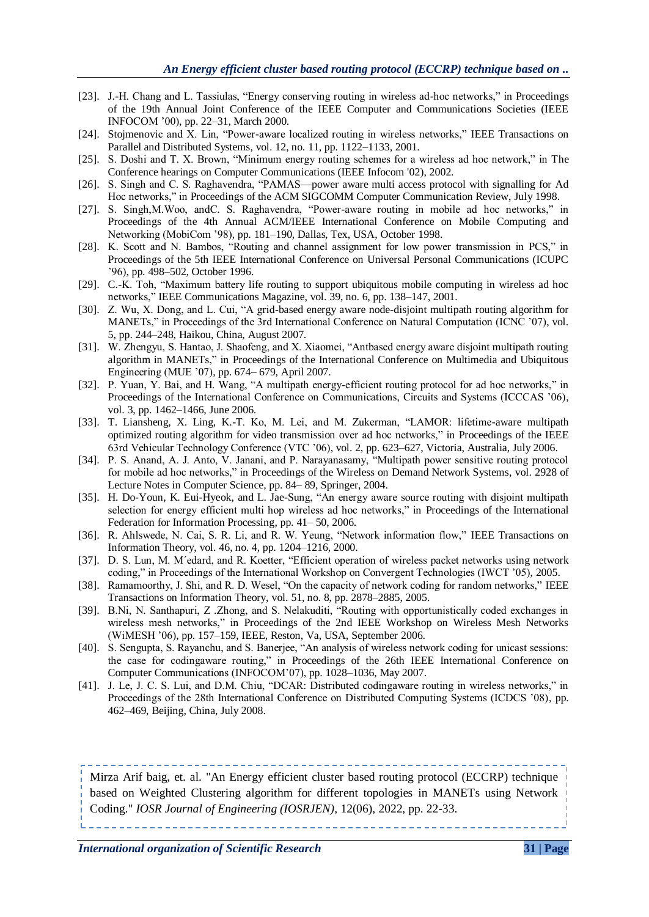[23]. J.-H. Chang and L. Tassiulas, "Energy conserving routing in wireless ad-hoc networks," in Proceedings of the 19th Annual Joint Conference of the IEEE Computer and Communications Societies (IEEE INFOCOM '00), pp. 22–31, March 2000.

[24]. Stojmenovic and X. Lin, "Power-aware localized routing in wireless networks," IEEE Transactions on Parallel and Distributed Systems, vol. 12, no. 11, pp. 1122–1133, 2001.

[25]. S. Doshi and T. X. Brown, "Minimum energy routing schemes for a wireless ad hoc network," in The Conference hearings on Computer Communications (IEEE Infocom '02), 2002.

[26]. S. Singh and C. S. Raghavendra, "PAMAS—power aware multi access protocol with signalling for Ad Hoc networks," in Proceedings of the ACM SIGCOMM Computer Communication Review, July 1998.

[27]. S. Singh,M.Woo, andC. S. Raghavendra, "Power-aware routing in mobile ad hoc networks," in Proceedings of the 4th Annual ACM/IEEE International Conference on Mobile Computing and Networking (MobiCom '98), pp. 181–190, Dallas, Tex, USA, October 1998.

[28]. K. Scott and N. Bambos, "Routing and channel assignment for low power transmission in PCS," in Proceedings of the 5th IEEE International Conference on Universal Personal Communications (ICUPC '96), pp. 498–502, October 1996.

[29]. C.-K. Toh, "Maximum battery life routing to support ubiquitous mobile computing in wireless ad hoc networks," IEEE Communications Magazine, vol. 39, no. 6, pp. 138–147, 2001.

[30]. Z. Wu, X. Dong, and L. Cui, "A grid-based energy aware node-disjoint multipath routing algorithm for MANETs," in Proceedings of the 3rd International Conference on Natural Computation (ICNC '07), vol. 5, pp. 244–248, Haikou, China, August 2007.

[31]. W. Zhengyu, S. Hantao, J. Shaofeng, and X. Xiaomei, "Antbased energy aware disjoint multipath routing algorithm in MANETs," in Proceedings of the International Conference on Multimedia and Ubiquitous Engineering (MUE '07), pp. 674– 679, April 2007.

[32]. P. Yuan, Y. Bai, and H. Wang, "A multipath energy-efficient routing protocol for ad hoc networks," in Proceedings of the International Conference on Communications, Circuits and Systems (ICCCAS '06), vol. 3, pp. 1462–1466, June 2006.

[33]. T. Liansheng, X. Ling, K.-T. Ko, M. Lei, and M. Zukerman, "LAMOR: lifetime-aware multipath optimized routing algorithm for video transmission over ad hoc networks," in Proceedings of the IEEE 63rd Vehicular Technology Conference (VTC '06), vol. 2, pp. 623–627, Victoria, Australia, July 2006.

[34]. P. S. Anand, A. J. Anto, V. Janani, and P. Narayanasamy, "Multipath power sensitive routing protocol for mobile ad hoc networks," in Proceedings of the Wireless on Demand Network Systems, vol. 2928 of Lecture Notes in Computer Science, pp. 84– 89, Springer, 2004.

[35]. H. Do-Youn, K. Eui-Hyeok, and L. Jae-Sung, "An energy aware source routing with disjoint multipath selection for energy efficient multi hop wireless ad hoc networks," in Proceedings of the International Federation for Information Processing, pp. 41– 50, 2006.

[36]. R. Ahlswede, N. Cai, S. R. Li, and R. W. Yeung, "Network information flow," IEEE Transactions on Information Theory, vol. 46, no. 4, pp. 1204–1216, 2000.

[37]. D. S. Lun, M. M´edard, and R. Koetter, "Efficient operation of wireless packet networks using network coding," in Proceedings of the International Workshop on Convergent Technologies (IWCT '05), 2005.

[38]. Ramamoorthy, J. Shi, and R. D. Wesel, "On the capacity of network coding for random networks," IEEE Transactions on Information Theory, vol. 51, no. 8, pp. 2878–2885, 2005.

[39]. B.Ni, N. Santhapuri, Z .Zhong, and S. Nelakuditi, "Routing with opportunistically coded exchanges in wireless mesh networks," in Proceedings of the 2nd IEEE Workshop on Wireless Mesh Networks (WiMESH '06), pp. 157–159, IEEE, Reston, Va, USA, September 2006.

[40]. S. Sengupta, S. Rayanchu, and S. Banerjee, "An analysis of wireless network coding for unicast sessions: the case for codingaware routing," in Proceedings of the 26th IEEE International Conference on Computer Communications (INFOCOM'07), pp. 1028–1036, May 2007.

[41]. J. Le, J. C. S. Lui, and D.M. Chiu, "DCAR: Distributed codingaware routing in wireless networks," in Proceedings of the 28th International Conference on Distributed Computing Systems (ICDCS '08), pp. 462–469, Beijing, China, July 2008.

Mirza Arif baig, et. al. "An Energy efficient cluster based routing protocol (ECCRP) technique based on Weighted Clustering algorithm for different topologies in MANETs using Network Coding." *IOSR Journal of Engineering (IOSRJEN)*, 12(06), 2022, pp. 22-33.